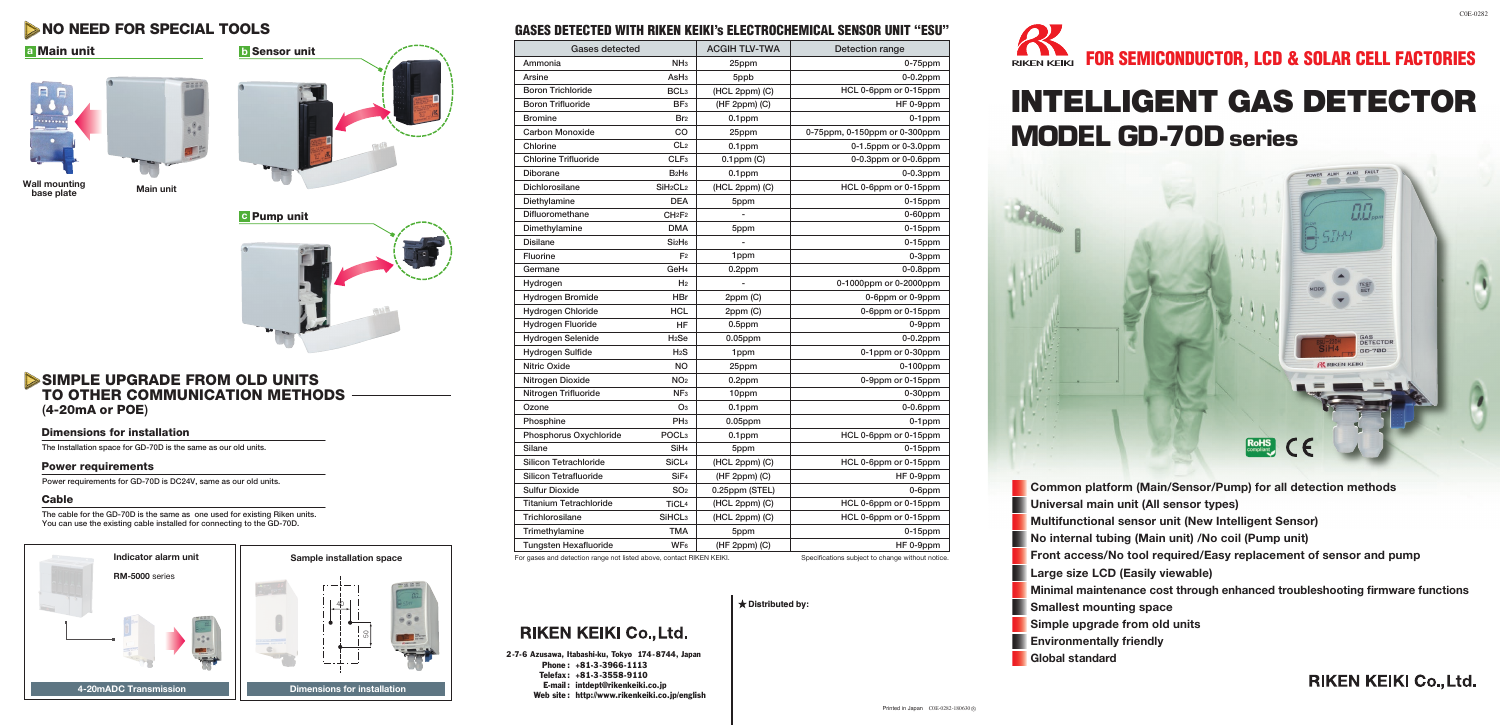## NO NEED FOR SPECIAL TOOLS

**a** Main unit

Wall mounting base plate

Main unit

**b** Sensor unit

**c** Pump unit

## SIMPLE UPGRADE FROM OLD UNITS TO OTHER COMMUNICATION METHODS (4-20mA or POE)

### Dimensions for installation

The Installation space for GD-70D is the same as our old units.

### Power requirements

Power requirements for GD-70D is DC24V, same as our old units.

### Cable

The cable for the GD-70D is the same as one used for existing Riken units. You can use the existing cable installed for connecting to the GD-70D.

Indicator alarm unit

RM-5000 series

4-20mADC Transmission

Sample installation space

Dimensions for installation

## GASES DETECTED WITH RIKEN KEIKI's ELECTROCHEMICAL SENSOR UNIT "ESU"

| Gases detected | | ACGIH TLV-TWA | Detection range |
|---|---|---|---|
| Ammonia | $NH_3$ | 25ppm | 0-75ppm |
| Arsine | $AsH_3$ | 5ppb | 0-0.2ppm |
| Boron Trichloride | $BCL_3$ | (HCL 2ppm) (C) | HCL 0-6ppm or 0-15ppm |
| Boron Trifluoride | $BF_3$ | (HF 2ppm) (C) | HF 0-9ppm |
| Bromine | $Br_2$ | 0.1ppm | 0-1ppm |
| Carbon Monoxide | CO | 25ppm | 0-75ppm, 0-150ppm or 0-300ppm |
| Chlorine | $CL_2$ | 0.1ppm | 0-1.5ppm or 0-3.0ppm |
| Chlorine Trifluoride | $CLF_3$ | 0.1ppm (C) | 0-0.3ppm or 0-0.6ppm |
| Diborane | $B_2H_6$ | 0.1ppm | 0-0.3ppm |
| Dichlorosilane | $SiH_2CL_2$ | (HCL 2ppm) (C) | HCL 0-6ppm or 0-15ppm |
| Diethylamine | DEA | 5ppm | 0-15ppm |
| Difluoromethane | $CH_2F_2$ | - | 0-60ppm |
| Dimethylamine | DMA | 5ppm | 0-15ppm |
| Disilane | $Si_2H_6$ | - | 0-15ppm |
| Fluorine | $F_2$ | 1ppm | 0-3ppm |
| Germane | $GeH_4$ | 0.2ppm | 0-0.8ppm |
| Hydrogen | $H_2$ | - | 0-1000ppm or 0-2000ppm |
| Hydrogen Bromide | HBr | 2ppm (C) | 0-6ppm or 0-9ppm |
| Hydrogen Chloride | HCL | 2ppm (C) | 0-6ppm or 0-15ppm |
| Hydrogen Fluoride | HF | 0.5ppm | 0-9ppm |
| Hydrogen Selenide | $H_2Se$ | 0.05ppm | 0-0.2ppm |
| Hydrogen Sulfide | $H_2S$ | 1ppm | 0-1ppm or 0-30ppm |
| Nitric Oxide | NO | 25ppm | 0-100ppm |
| Nitrogen Dioxide | $NO_2$ | 0.2ppm | 0-9ppm or 0-15ppm |
| Nitrogen Trifluoride | $NF_3$ | 10ppm | 0-30ppm |
| Ozone | $O_3$ | 0.1ppm | 0-0.6ppm |
| Phosphine | $PH_3$ | 0.05ppm | 0-1ppm |
| Phosphorus Oxychloride | $POCL_3$ | 0.1ppm | HCL 0-6ppm or 0-15ppm |
| Silane | $SiH_4$ | 5ppm | 0-15ppm |
| Silicon Tetrachloride | $SiCL_4$ | (HCL 2ppm) (C) | HCL 0-6ppm or 0-15ppm |
| Silicon Tetrafluoride | $SiF_4$ | (HF 2ppm) (C) | HF 0-9ppm |
| Sulfur Dioxide | $SO_2$ | 0.25ppm (STEL) | 0-6ppm |
| Titanium Tetrachloride | $TiCL_4$ | (HCL 2ppm) (C) | HCL 0-6ppm or 0-15ppm |
| Trichlorosilane | $SiHCL_3$ | (HCL 2ppm) (C) | HCL 0-6ppm or 0-15ppm |
| Trimethylamine | TMA | 5ppm | 0-15ppm |
| Tungsten Hexafluoride | $WF_6$ | (HF 2ppm) (C) | HF 0-9ppm |

For gases and detection range not listed above, contact RIKEN KEIKI.

Specifications subject to change without notice.

★ Distributed by:

**RIKEN KEIKI Co., Ltd.**

2-7-6 Azusawa, Itabashi-ku, Tokyo 174-8744, Japan
Phone : +81-3-3966-1113
Telefax : +81-3-3558-9110
E-mail : intdept@rikenkeiki.co.jp
Web site : http://www.rikenkeiki.co.jp/english

COE-0282

# FOR SEMICONDUCTOR, LCD & SOLAR CELL FACTORIES

# INTELLIGENT GAS DETECTOR MODEL GD-70D series

RoHS compliant CE

- Common platform (Main/Sensor/Pump) for all detection methods
- Universal main unit (All sensor types)
- Multifunctional sensor unit (New Intelligent Sensor)
- No internal tubing (Main unit) /No coil (Pump unit)
- Front access/No tool required/Easy replacement of sensor and pump
- Large size LCD (Easily viewable)
- Minimal maintenance cost through enhanced troubleshooting firmware functions
- Smallest mounting space
- Simple upgrade from old units
- Environmentally friendly
- Global standard

**RIKEN KEIKI Co., Ltd.**

Printed in Japan COE-0282-180630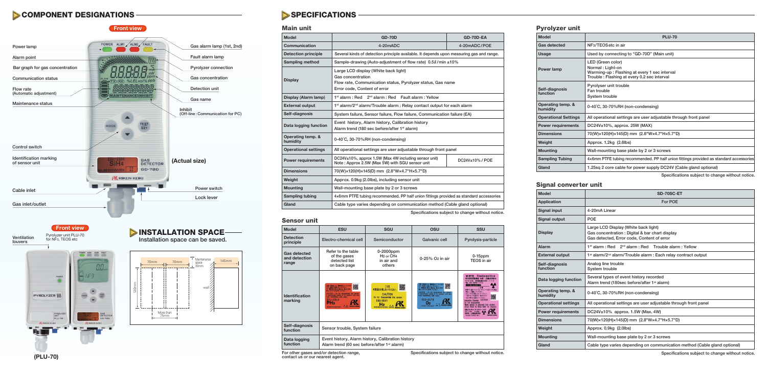# COMPONENT DESIGNATIONS

**Front view**

Power lamp

Alarm point

Bar graph for gas concentration

Communication status

Flow rate (Automatic adjustment)

Maintenance status

Control switch

Identification marking of sensor unit

Cable inlet

Gas inlet/outlet

Gas alarm lamp (1st, 2nd)

Fault alarm lamp

Pyrolyzer connection

Gas concentration

Detection unit

Gas name

Inhibit (Off-line: Communication for PC)

Power switch

Lock lever

**(Actual size)**

**Front view**

Ventilation louvers

Pyrolyzer unit PLU-70 for $NF_3$, TEOS etc

**(PLU-70)**

# INSTALLATION SPACE

Installation space can be saved.

70mm 70mm

Maintenance space 30mm

145mm

120mm

wall

More than 75mm

# SPECIFICATIONS

## Main unit

| Model | GD-70D | GD-70D-EA |
|---|---|---|
| Communication | 4-20mADC | 4-20mADC/POE |
| Detection principle | Several kinds of detection principle available. It depends upon measuring gas and range. | |
| Sampling method | Sample-drawing (Auto-adjustment of flow rate) 0.5ℓ/min ±10% | |
| Display | Large LCD display (White back light)<br>Gas concentration<br>Flow rate, Communication status, Pyrolyzer status, Gas name<br>Error code, Content of error | |
| Display (Alarm lamp) | 1st alarm : Red 2nd alarm : Red Fault alarm : Yellow | |
| External output | 1st alarm/2nd alarm/Trouble alarm : Relay contact output for each alarm | |
| Self-diagnosis | System failure, Sensor failure, Flow failure, Communication failure (EA) | |
| Data logging function | Event history, Alarm history, Calibration history<br>Alarm trend (180 sec before/after 1st alarm) | |
| Operating temp. & humidity | 0-40˚C, 30-70%RH (non-condensing) | |
| Operational settings | All operational settings are user adjustable through front panel | |
| Power requirements | DC24V±10%, approx 1.5W (Max 4W including sensor unit)<br>Note : Approx 2.5W (Max 5W) with SGU sensor unit | DC24V±10% / POE |
| Dimensions | 70(W)×120(H)×145(D) mm (2.8"W×4.7"H×5.7"D) | |
| Weight | Approx. 0.9kg (2.0lbs), including sensor unit | |
| Mounting | Wall-mounting base plate by 2 or 3 screws | |
| Sampling tubing | 4×6mm PTFE tubing recommended. PP half union fittings provided as standard accessories | |
| Gland | Cable type varies depending on communication method (Cable gland optional) | |

Specifications subject to change without notice.

## Sensor unit

| Model | ESU | SGU | OSU | SSU |
|---|---|---|---|---|
| Detection principle | Electro-chemical cell | Semiconductor | Galvanic cell | Pyrolysis-particle |
| Gas detected and detection range | Refer to the table of the gases detected list on back page | 0-2000ppm $H_2$ or $CH_4$ in air and others | 0-25% $O_2$ in air | 0-15ppm TEOS in air |
| Identification marking | | | | |
| Self-diagnosis function | Sensor trouble, System failure | | | |
| Data logging function | Event history, Alarm history, Calibration history<br>Alarm trend (60 sec before/after 1st alarm) | | | |

For other gases and/or detection range, contact us or our nearest agent.

Specifications subject to change without notice.

## Pyrolyzer unit

| Model | PLU-70 |
|---|---|
| Gas detected | $NF_3$/TEOS etc in air |
| Usage | Used by connecting to "GD-70D" (Main unit) |
| Power lamp | LED (Green color)<br>Normal : Light-on<br>Warming-up : Flashing at every 1 sec interval<br>Trouble : Flashing at every 0.2 sec interval |
| Self-diagnosis function | Pyrolyser unit trouble<br>Fan trouble<br>System trouble |
| Operating temp. & humidity | 0-40˚C, 30-70%RH (non-condensing) |
| Operational Settings | All operational settings are user adjustable through front panel |
| Power requirements | DC24V±10%, approx. 25W (MAX) |
| Dimensions | 70(W)×120(H)×145(D) mm (2.8"W×4.7"H×5.7"D) |
| Weight | Approx. 1.2kg (2.6lbs) |
| Mounting | Wall-mounting base plate by 2 or 3 screws |
| Sampling Tubing | 4×6mm PTFE tubing recommended. PP half union fittings provided as standard accessories |
| Gland | 1.25sq 2 core cable for power supply DC24V (Cable gland optional) |

Specifications subject to change without notice.

## Signal converter unit

| Model | SD-70SC-ET |
|---|---|
| Application | For POE |
| Signal input | 4-20mA Linear |
| Signal output | POE |
| Display | Large LCD Display (White back light)<br>Gas concentration : Digital & bar chart display<br>Gas detected, Error code, Content of error |
| Alarm | 1st alarm : Red 2nd alarm : Red Trouble alarm : Yellow |
| External output | 1st alarm/2nd alarm/Trouble alarm : Each relay contact output |
| Self-diagnosis function | Analog line trouble<br>System trouble |
| Data logging function | Several types of event history recorded<br>Alarm trend (180sec before/after 1st alarm) |
| Operating temp. & humidity | 0-40˚C, 30-70%RH (non-condensing) |
| Operational settings | All operational settings are user adjustable through front panel |
| Power requirements | DC24V±10% approx. 1.5W (Max. 4W) |
| Dimensions | 70(W)×120(H)×145(D) mm (2.8"W×4.7"H×5.7"D) |
| Weight | Approx. 0.9kg (2.0lbs) |
| Mounting | Wall-mounting base plate by 2 or 3 screws |
| Gland | Cable type varies depending on communication method (Cable gland optional) |

Specifications subject to change without notice.